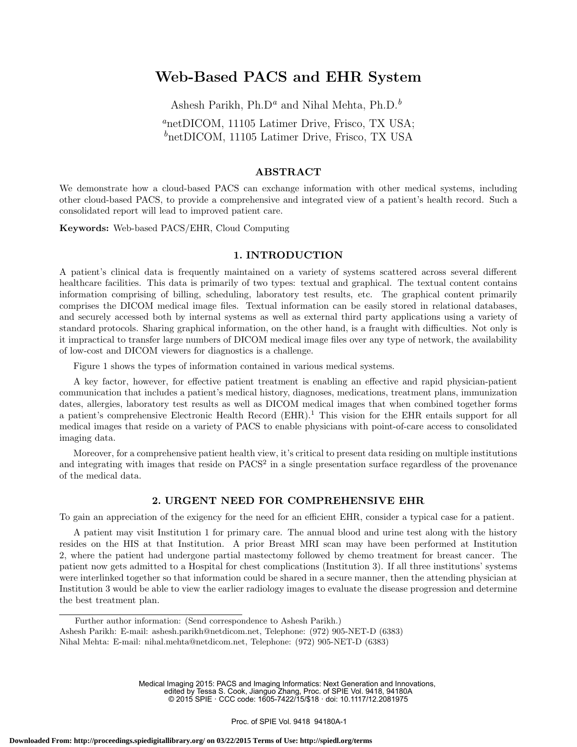# Web-Based PACS and EHR System

Ashesh Parikh, Ph.D[a] and Nihal Mehta, Ph.D.[b]

[a]netDICOM, 11105 Latimer Drive, Frisco, TX USA;
[b]netDICOM, 11105 Latimer Drive, Frisco, TX USA

## ABSTRACT

We demonstrate how a cloud-based PACS can exchange information with other medical systems, including other cloud-based PACS, to provide a comprehensive and integrated view of a patient's health record. Such a consolidated report will lead to improved patient care.

**Keywords:** Web-based PACS/EHR, Cloud Computing

## 1. INTRODUCTION

A patient's clinical data is frequently maintained on a variety of systems scattered across several different healthcare facilities. This data is primarily of two types: textual and graphical. The textual content contains information comprising of billing, scheduling, laboratory test results, etc. The graphical content primarily comprises the DICOM medical image files. Textual information can be easily stored in relational databases, and securely accessed both by internal systems as well as external third party applications using a variety of standard protocols. Sharing graphical information, on the other hand, is a fraught with difficulties. Not only is it impractical to transfer large numbers of DICOM medical image files over any type of network, the availability of low-cost and DICOM viewers for diagnostics is a challenge.

Figure 1 shows the types of information contained in various medical systems.

A key factor, however, for effective patient treatment is enabling an effective and rapid physician-patient communication that includes a patient's medical history, diagnoses, medications, treatment plans, immunization dates, allergies, laboratory test results as well as DICOM medical images that when combined together forms a patient's comprehensive Electronic Health Record (EHR).[1] This vision for the EHR entails support for all medical images that reside on a variety of PACS to enable physicians with point-of-care access to consolidated imaging data.

Moreover, for a comprehensive patient health view, it's critical to present data residing on multiple institutions and integrating with images that reside on PACS[2] in a single presentation surface regardless of the provenance of the medical data.

## 2. URGENT NEED FOR COMPREHENSIVE EHR

To gain an appreciation of the exigency for the need for an efficient EHR, consider a typical case for a patient.

A patient may visit Institution 1 for primary care. The annual blood and urine test along with the history resides on the HIS at that Institution. A prior Breast MRI scan may have been performed at Institution 2, where the patient had undergone partial mastectomy followed by chemo treatment for breast cancer. The patient now gets admitted to a Hospital for chest complications (Institution 3). If all three institutions' systems were interlinked together so that information could be shared in a secure manner, then the attending physician at Institution 3 would be able to view the earlier radiology images to evaluate the disease progression and determine the best treatment plan.

Further author information: (Send correspondence to Ashesh Parikh.)
Ashesh Parikh: E-mail: ashesh.parikh@netdicom.net, Telephone: (972) 905-NET-D (6383)
Nihal Mehta: E-mail: nihal.mehta@netdicom.net, Telephone: (972) 905-NET-D (6383)

Medical Imaging 2015: PACS and Imaging Informatics: Next Generation and Innovations, edited by Tessa S. Cook, Jianguo Zhang, Proc. of SPIE Vol. 9418, 94180A
© 2015 SPIE · CCC code: 1605-7422/15/$18 · doi: 10.1117/12.2081975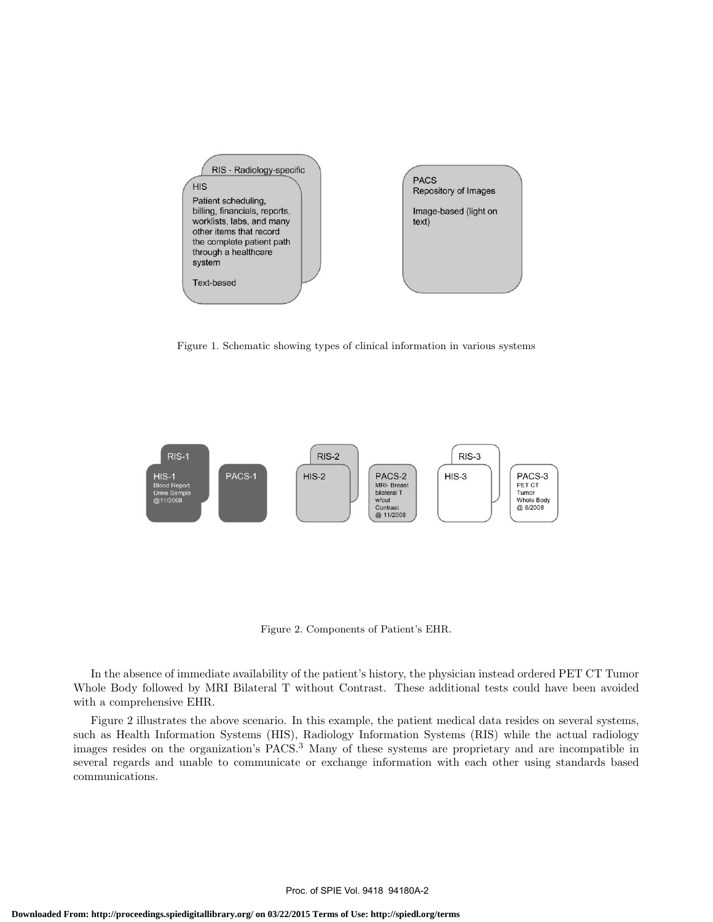Figure 1. Schematic showing types of clinical information in various systems

Figure 2. Components of Patient's EHR.

In the absence of immediate availability of the patient's history, the physician instead ordered PET CT Tumor Whole Body followed by MRI Bilateral T without Contrast. These additional tests could have been avoided with a comprehensive EHR.

Figure 2 illustrates the above scenario. In this example, the patient medical data resides on several systems, such as Health Information Systems (HIS), Radiology Information Systems (RIS) while the actual radiology images resides on the organization's PACS.[3] Many of these systems are proprietary and are incompatible in several regards and unable to communicate or exchange information with each other using standards based communications.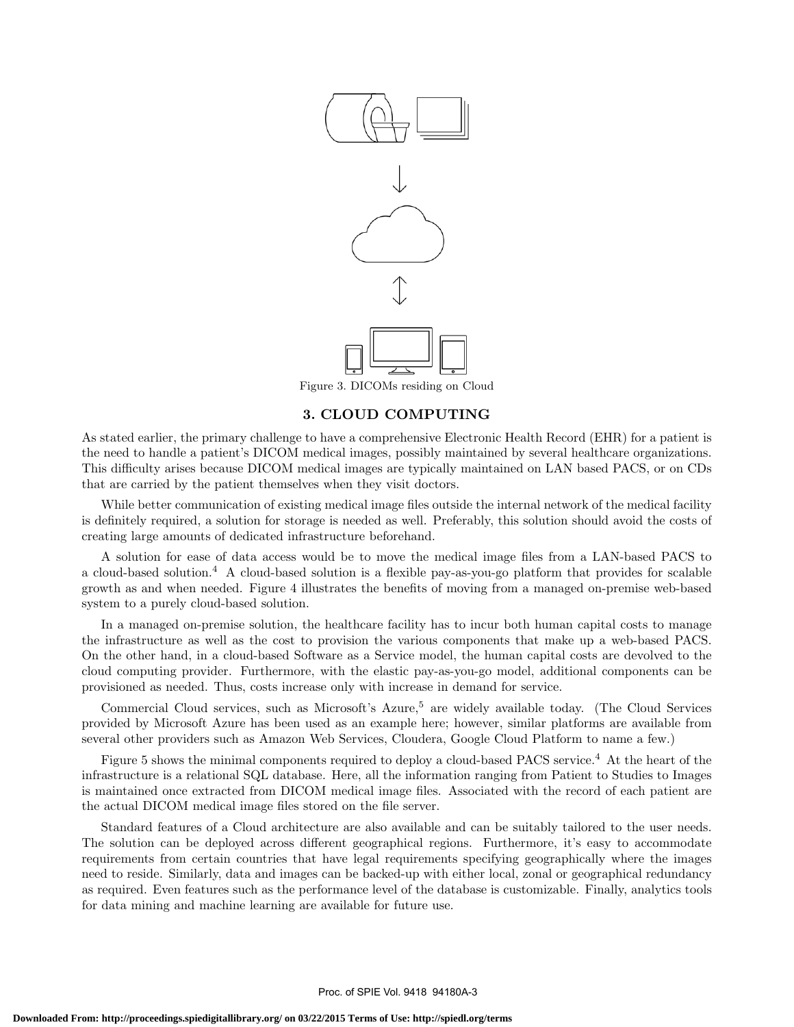Figure 3. DICOMs residing on Cloud

## 3. CLOUD COMPUTING

As stated earlier, the primary challenge to have a comprehensive Electronic Health Record (EHR) for a patient is the need to handle a patient's DICOM medical images, possibly maintained by several healthcare organizations. This difficulty arises because DICOM medical images are typically maintained on LAN based PACS, or on CDs that are carried by the patient themselves when they visit doctors.

While better communication of existing medical image files outside the internal network of the medical facility is definitely required, a solution for storage is needed as well. Preferably, this solution should avoid the costs of creating large amounts of dedicated infrastructure beforehand.

A solution for ease of data access would be to move the medical image files from a LAN-based PACS to a cloud-based solution.[4] A cloud-based solution is a flexible pay-as-you-go platform that provides for scalable growth as and when needed. Figure 4 illustrates the benefits of moving from a managed on-premise web-based system to a purely cloud-based solution.

In a managed on-premise solution, the healthcare facility has to incur both human capital costs to manage the infrastructure as well as the cost to provision the various components that make up a web-based PACS. On the other hand, in a cloud-based Software as a Service model, the human capital costs are devolved to the cloud computing provider. Furthermore, with the elastic pay-as-you-go model, additional components can be provisioned as needed. Thus, costs increase only with increase in demand for service.

Commercial Cloud services, such as Microsoft's Azure,[5] are widely available today. (The Cloud Services provided by Microsoft Azure has been used as an example here; however, similar platforms are available from several other providers such as Amazon Web Services, Cloudera, Google Cloud Platform to name a few.)

Figure 5 shows the minimal components required to deploy a cloud-based PACS service.[4] At the heart of the infrastructure is a relational SQL database. Here, all the information ranging from Patient to Studies to Images is maintained once extracted from DICOM medical image files. Associated with the record of each patient are the actual DICOM medical image files stored on the file server.

Standard features of a Cloud architecture are also available and can be suitably tailored to the user needs. The solution can be deployed across different geographical regions. Furthermore, it's easy to accommodate requirements from certain countries that have legal requirements specifying geographically where the images need to reside. Similarly, data and images can be backed-up with either local, zonal or geographical redundancy as required. Even features such as the performance level of the database is customizable. Finally, analytics tools for data mining and machine learning are available for future use.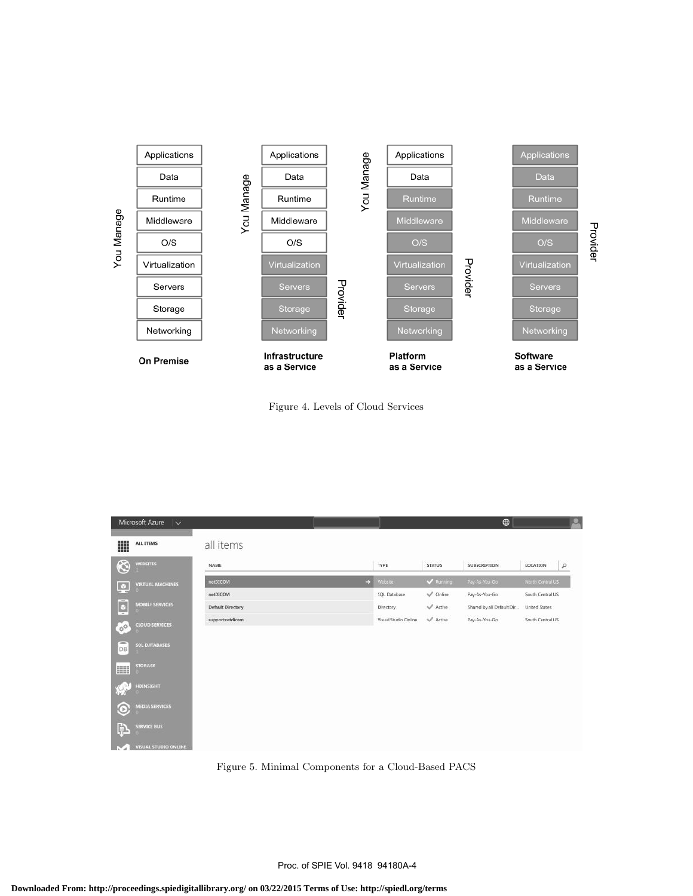Figure 4. Levels of Cloud Services

Figure 5. Minimal Components for a Cloud-Based PACS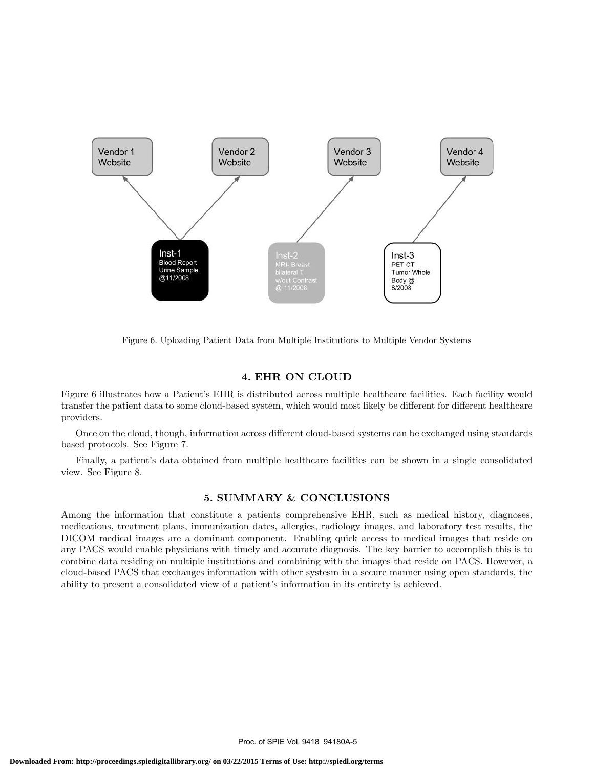Figure 6. Uploading Patient Data from Multiple Institutions to Multiple Vendor Systems

## 4. EHR ON CLOUD

Figure 6 illustrates how a Patient's EHR is distributed across multiple healthcare facilities. Each facility would transfer the patient data to some cloud-based system, which would most likely be different for different healthcare providers.

Once on the cloud, though, information across different cloud-based systems can be exchanged using standards based protocols. See Figure 7.

Finally, a patient's data obtained from multiple healthcare facilities can be shown in a single consolidated view. See Figure 8.

## 5. SUMMARY & CONCLUSIONS

Among the information that constitute a patients comprehensive EHR, such as medical history, diagnoses, medications, treatment plans, immunization dates, allergies, radiology images, and laboratory test results, the DICOM medical images are a dominant component. Enabling quick access to medical images that reside on any PACS would enable physicians with timely and accurate diagnosis. The key barrier to accomplish this is to combine data residing on multiple institutions and combining with the images that reside on PACS. However, a cloud-based PACS that exchanges information with other systesm in a secure manner using open standards, the ability to present a consolidated view of a patient's information in its entirety is achieved.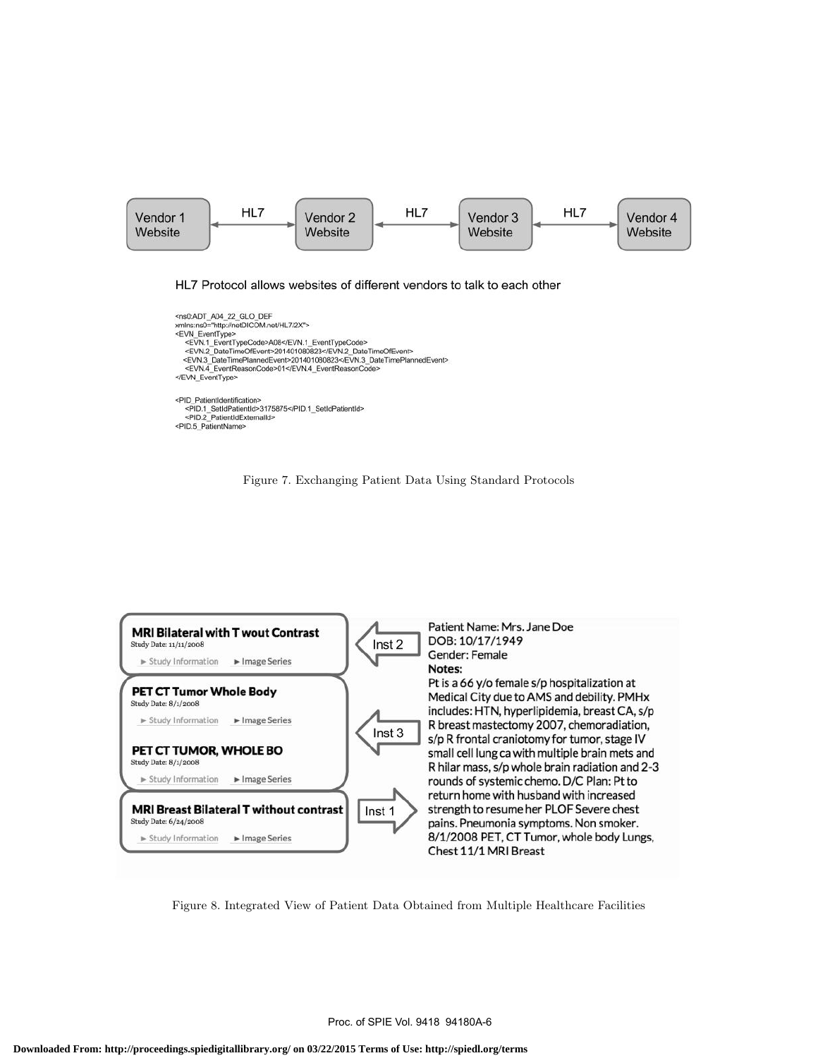Vendor 1 Website ⟷ HL7 ⟷ Vendor 2 Website ⟷ HL7 ⟷ Vendor 3 Website ⟷ HL7 ⟷ Vendor 4 Website

HL7 Protocol allows websites of different vendors to talk to each other

```
<ns0:ADT_A04_22_GLO_DEF
xmlns:ns0="http://netDICOM.net/HL7/2X">
<EVN_EventType>
   <EVN.1_EventTypeCode>A08</EVN.1_EventTypeCode>
   <EVN.2_DateTimeOfEvent>201401080823</EVN.2_DateTimeOfEvent>
  <EVN.3_DateTimePlannedEvent>201401080823</EVN.3_DateTimePlannedEvent>
   <EVN.4_EventReasonCode>01</EVN.4_EventReasonCode>
</EVN_EventType>

<PID_PatientIdentification>
   <PID.1_SetIdPatientId>3175875</PID.1_SetIdPatientId>
   <PID.2_PatientIdExternalId>
<PID.5_PatientName>
```

Figure 7. Exchanging Patient Data Using Standard Protocols

**MRI Bilateral with T wout Contrast**
Study Date: 11/11/2008
► Study Information ► Image Series

**PET CT Tumor Whole Body**
Study Date: 8/1/2008
► Study Information ► Image Series

**PET CT TUMOR, WHOLE BO**
Study Date: 8/1/2008
► Study Information ► Image Series

**MRI Breast Bilateral T without contrast**
Study Date: 6/24/2008
► Study Information ► Image Series

Inst 2 / Inst 3 / Inst 1

Patient Name: Mrs. Jane Doe
DOB: 10/17/1949
Gender: Female
**Notes:**
Pt is a 66 y/o female s/p hospitalization at Medical City due to AMS and debility. PMHx includes: HTN, hyperlipidemia, breast CA, s/p R breast mastectomy 2007, chemoradiation, s/p R frontal craniotomy for tumor, stage IV small cell lung ca with multiple brain mets and R hilar mass, s/p whole brain radiation and 2-3 rounds of systemic chemo. D/C Plan: Pt to return home with husband with increased strength to resume her PLOF Severe chest pains. Pneumonia symptoms. Non smoker. 8/1/2008 PET, CT Tumor, whole body Lungs, Chest 11/1 MRI Breast

Figure 8. Integrated View of Patient Data Obtained from Multiple Healthcare Facilities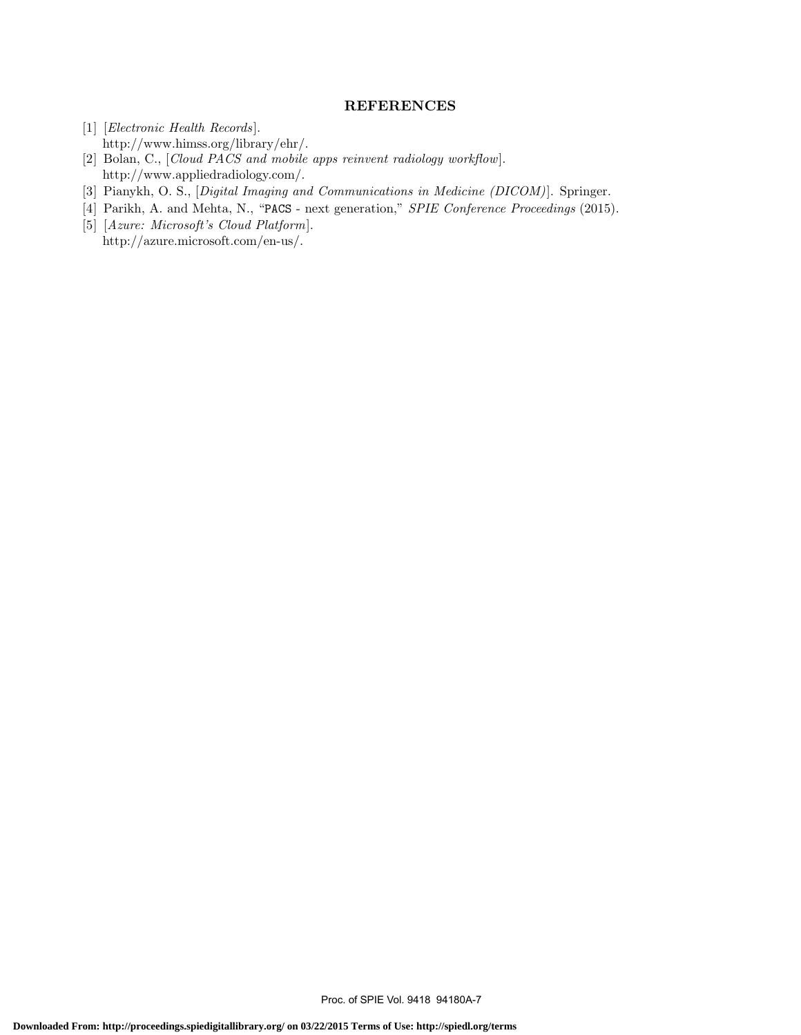## REFERENCES

[1] [*Electronic Health Records*]. http://www.himss.org/library/ehr/.

[2] Bolan, C., [*Cloud PACS and mobile apps reinvent radiology workflow*]. http://www.appliedradiology.com/.

[3] Pianykh, O. S., [*Digital Imaging and Communications in Medicine (DICOM)*]. Springer.

[4] Parikh, A. and Mehta, N., "PACS - next generation," *SPIE Conference Proceedings* (2015).

[5] [*Azure: Microsoft's Cloud Platform*]. http://azure.microsoft.com/en-us/.